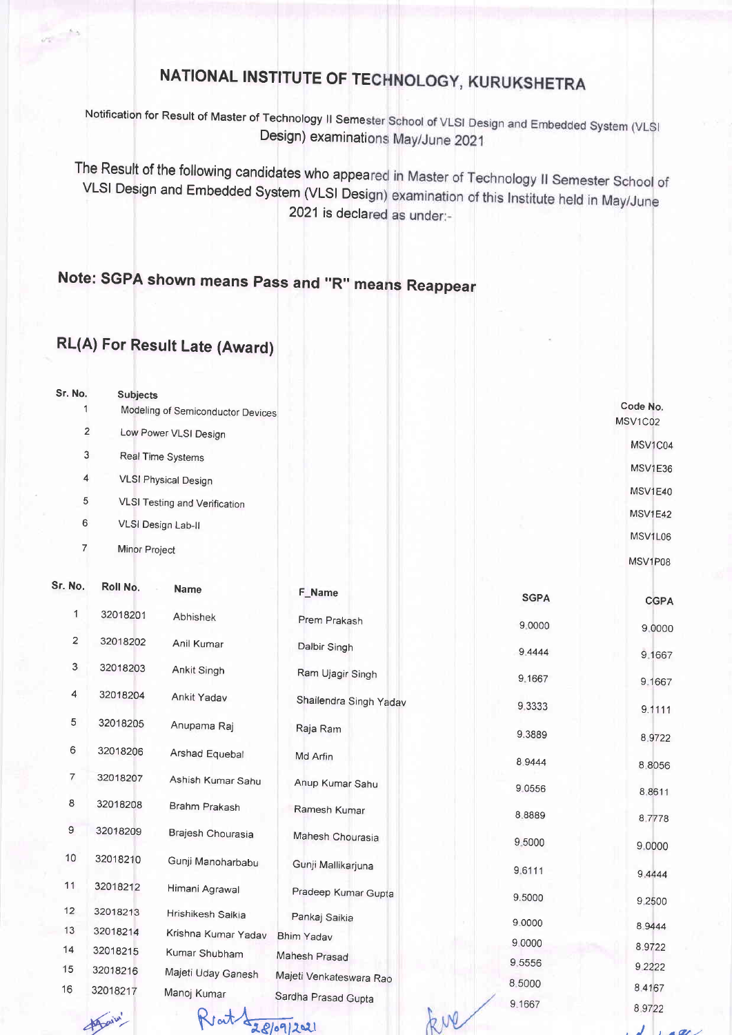# NATIONAL INSTITUTE OF TECHNOLOGY, KURUKSHETRA

Notification for Result of Master of Technology II Semester School of VLSI Design and Embedded System (VLSI Design) examinations May/June 2021

The Result of the following candidates who appeared in Master of Technology II Semester School of VLSI Design and Embedded System (VLSI Design) examination of this Institute held in May/June 2021 is declared as under:-

## Note: SGPA shown means Pass and "R" means Reappear

## RL(A) For Result Late (Award)

| Sr. No. | Subjects | Code No. |
|---|---|---|
| 1 | Modeling of Semiconductor Devices | MSV1C02 |
| 2 | Low Power VLSI Design | MSV1C04 |
| 3 | Real Time Systems | MSV1E36 |
| 4 | VLSI Physical Design | MSV1E40 |
| 5 | VLSI Testing and Verification | MSV1E42 |
| 6 | VLSI Design Lab-II | MSV1L06 |
| 7 | Minor Project | MSV1P08 |

| Sr. No. | Roll No. | Name | F_Name | SGPA | CGPA |
|---|---|---|---|---|---|
| 1 | 32018201 | Abhishek | Prem Prakash | 9.0000 | 9.0000 |
| 2 | 32018202 | Anil Kumar | Dalbir Singh | 9.4444 | 9.1667 |
| 3 | 32018203 | Ankit Singh | Ram Ujagir Singh | 9.1667 | 9.1667 |
| 4 | 32018204 | Ankit Yadav | Shailendra Singh Yadav | 9.3333 | 9.1111 |
| 5 | 32018205 | Anupama Raj | Raja Ram | 9.3889 | 8.9722 |
| 6 | 32018206 | Arshad Equebal | Md Arfin | 8.9444 | 8.8056 |
| 7 | 32018207 | Ashish Kumar Sahu | Anup Kumar Sahu | 9.0556 | 8.8611 |
| 8 | 32018208 | Brahm Prakash | Ramesh Kumar | 8.8889 | 8.7778 |
| 9 | 32018209 | Brajesh Chourasia | Mahesh Chourasia | 9.5000 | 9.0000 |
| 10 | 32018210 | Gunji Manoharbabu | Gunji Mallikarjuna | 9.6111 | 9.4444 |
| 11 | 32018212 | Himani Agrawal | Pradeep Kumar Gupta | 9.5000 | 9.2500 |
| 12 | 32018213 | Hrishikesh Saikia | Pankaj Saikia | 9.0000 | 8.9444 |
| 13 | 32018214 | Krishna Kumar Yadav | Bhim Yadav | 9.0000 | 8.9722 |
| 14 | 32018215 | Kumar Shubham | Mahesh Prasad | 9.5556 | 9.2222 |
| 15 | 32018216 | Majeti Uday Ganesh | Majeti Venkateswara Rao | 8.5000 | 8.4167 |
| 16 | 32018217 | Manoj Kumar | Sardha Prasad Gupta | 9.1667 | 8.9722 |

28/09/2021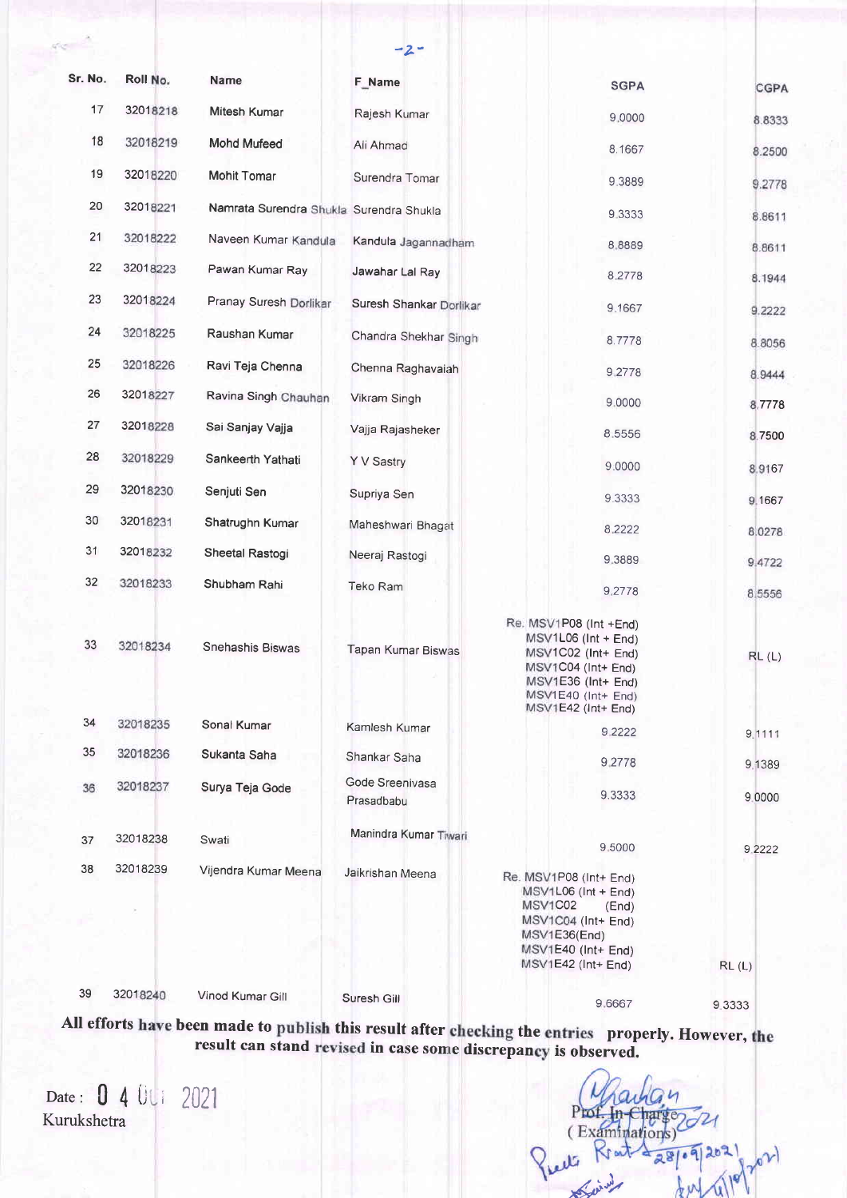| Sr. No. | Roll No. | Name | F_Name | SGPA | CGPA |
|---|---|---|---|---|---|
| 17 | 32018218 | Mitesh Kumar | Rajesh Kumar | 9.0000 | 8.8333 |
| 18 | 32018219 | Mohd Mufeed | Ali Ahmad | 8.1667 | 8.2500 |
| 19 | 32018220 | Mohit Tomar | Surendra Tomar | 9.3889 | 9.2778 |
| 20 | 32018221 | Namrata Surendra Shukla | Surendra Shukla | 9.3333 | 8.8611 |
| 21 | 32018222 | Naveen Kumar Kandula | Kandula Jagannadham | 8.8889 | 8.8611 |
| 22 | 32018223 | Pawan Kumar Ray | Jawahar Lal Ray | 8.2778 | 8.1944 |
| 23 | 32018224 | Pranay Suresh Dorlikar | Suresh Shankar Dorlikar | 9.1667 | 9.2222 |
| 24 | 32018225 | Raushan Kumar | Chandra Shekhar Singh | 8.7778 | 8.8056 |
| 25 | 32018226 | Ravi Teja Chenna | Chenna Raghavaiah | 9.2778 | 8.9444 |
| 26 | 32018227 | Ravina Singh Chauhan | Vikram Singh | 9.0000 | 8.7778 |
| 27 | 32018228 | Sai Sanjay Vajja | Vajja Rajasheker | 8.5556 | 8.7500 |
| 28 | 32018229 | Sankeerth Yathati | Y V Sastry | 9.0000 | 8.9167 |
| 29 | 32018230 | Senjuti Sen | Supriya Sen | 9.3333 | 9.1667 |
| 30 | 32018231 | Shatrughn Kumar | Maheshwari Bhagat | 8.2222 | 8.0278 |
| 31 | 32018232 | Sheetal Rastogi | Neeraj Rastogi | 9.3889 | 9.4722 |
| 32 | 32018233 | Shubham Rahi | Teko Ram | 9.2778 | 8.5556 |
| 33 | 32018234 | Snehashis Biswas | Tapan Kumar Biswas | Re. MSV1P08 (Int +End) MSV1L06 (Int + End) MSV1C02 (Int+ End) MSV1C04 (Int+ End) MSV1E36 (Int+ End) MSV1E40 (Int+ End) MSV1E42 (Int+ End) | RL (L) |
| 34 | 32018235 | Sonal Kumar | Kamlesh Kumar | 9.2222 | 9.1111 |
| 35 | 32018236 | Sukanta Saha | Shankar Saha | 9.2778 | 9.1389 |
| 36 | 32018237 | Surya Teja Gode | Gode Sreenivasa Prasadbabu | 9.3333 | 9.0000 |
| 37 | 32018238 | Swati | Manindra Kumar Tiwari | 9.5000 | 9.2222 |
| 38 | 32018239 | Vijendra Kumar Meena | Jaikrishan Meena | Re. MSV1P08 (Int+ End) MSV1L06 (Int + End) MSV1C02 (End) MSV1C04 (Int+ End) MSV1E36(End) MSV1E40 (Int+ End) MSV1E42 (Int+ End) | RL (L) |
| 39 | 32018240 | Vinod Kumar Gill | Suresh Gill | 9.6667 | 9.3333 |

**All efforts have been made to publish this result after checking the entries properly. However, the result can stand revised in case some discrepancy is observed.**

Date : 04 Oct 2021

Kurukshetra

Prof. In-Charge
(Examinations)